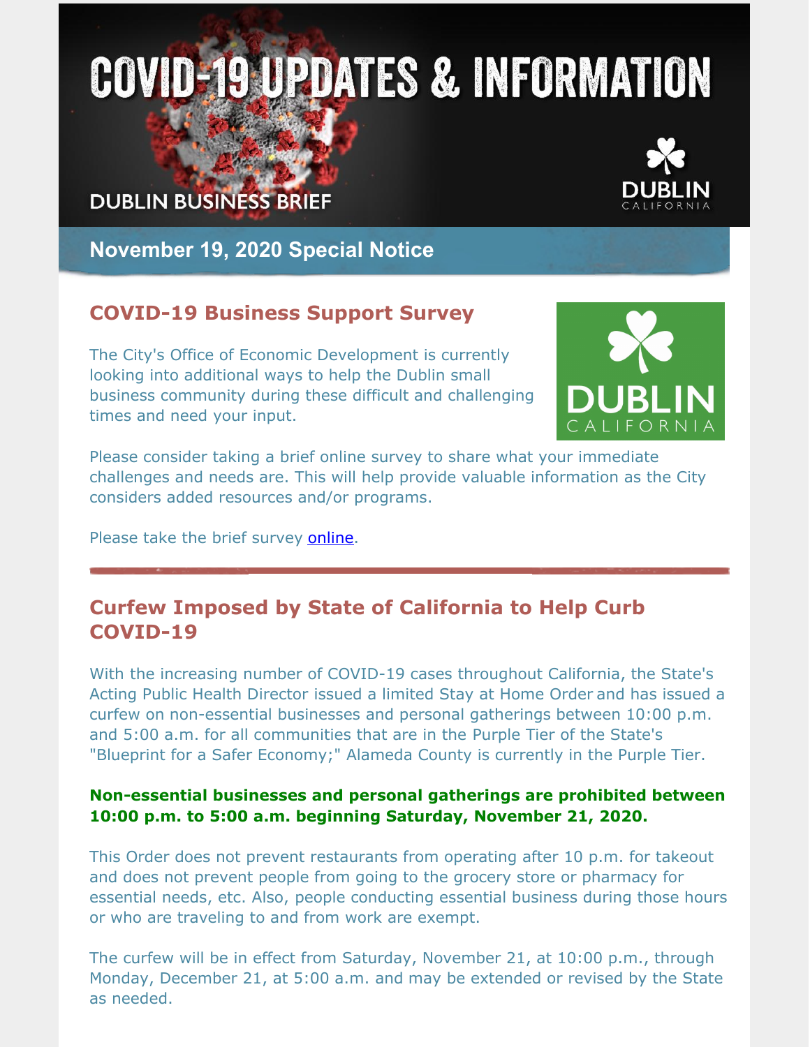# COVID-19 UPDATES & INFORMATION

DUBLIN BUSINESS BRIEF

DUBLIN CALIFORNIA

## November 19, 2020 Special Notice

## COVID-19 Business Support Survey

The City's Office of Economic Development is currently looking into additional ways to help the Dublin small business community during these difficult and challenging times and need your input.

DUBLIN CALIFORNIA

Please consider taking a brief online survey to share what your immediate challenges and needs are. This will help provide valuable information as the City considers added resources and/or programs.

Please take the brief survey online.

---

## Curfew Imposed by State of California to Help Curb COVID-19

With the increasing number of COVID-19 cases throughout California, the State's Acting Public Health Director issued a limited Stay at Home Order and has issued a curfew on non-essential businesses and personal gatherings between 10:00 p.m. and 5:00 a.m. for all communities that are in the Purple Tier of the State's "Blueprint for a Safer Economy;" Alameda County is currently in the Purple Tier.

**Non-essential businesses and personal gatherings are prohibited between 10:00 p.m. to 5:00 a.m. beginning Saturday, November 21, 2020.**

This Order does not prevent restaurants from operating after 10 p.m. for takeout and does not prevent people from going to the grocery store or pharmacy for essential needs, etc. Also, people conducting essential business during those hours or who are traveling to and from work are exempt.

The curfew will be in effect from Saturday, November 21, at 10:00 p.m., through Monday, December 21, at 5:00 a.m. and may be extended or revised by the State as needed.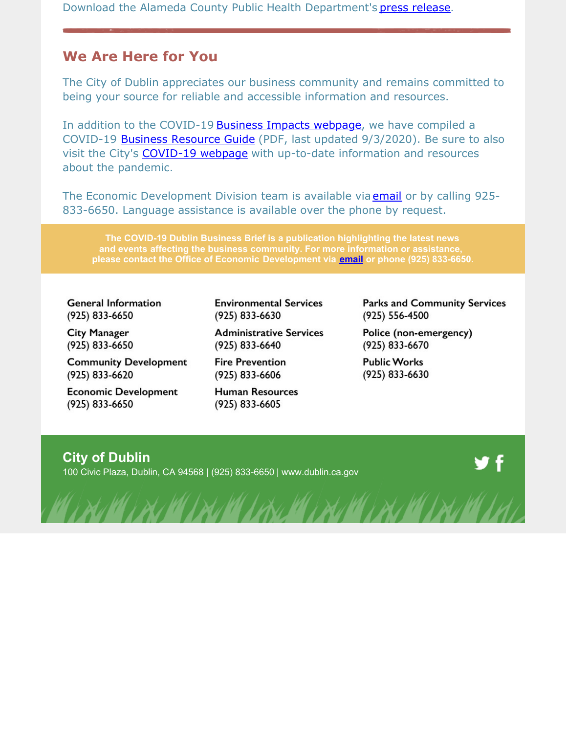Download the Alameda County Public Health Department's press release.

## We Are Here for You

The City of Dublin appreciates our business community and remains committed to being your source for reliable and accessible information and resources.

In addition to the COVID-19 Business Impacts webpage, we have compiled a COVID-19 Business Resource Guide (PDF, last updated 9/3/2020). Be sure to also visit the City's COVID-19 webpage with up-to-date information and resources about the pandemic.

The Economic Development Division team is available via email or by calling 925-833-6650. Language assistance is available over the phone by request.

**The COVID-19 Dublin Business Brief is a publication highlighting the latest news and events affecting the business community. For more information or assistance, please contact the Office of Economic Development via email or phone (925) 833-6650.**

**General Information**
(925) 833-6650

**City Manager**
(925) 833-6650

**Community Development**
(925) 833-6620

**Economic Development**
(925) 833-6650

**Environmental Services**
(925) 833-6630

**Administrative Services**
(925) 833-6640

**Fire Prevention**
(925) 833-6606

**Human Resources**
(925) 833-6605

**Parks and Community Services**
(925) 556-4500

**Police (non-emergency)**
(925) 833-6670

**Public Works**
(925) 833-6630

**City of Dublin**
100 Civic Plaza, Dublin, CA 94568 | (925) 833-6650 | www.dublin.ca.gov